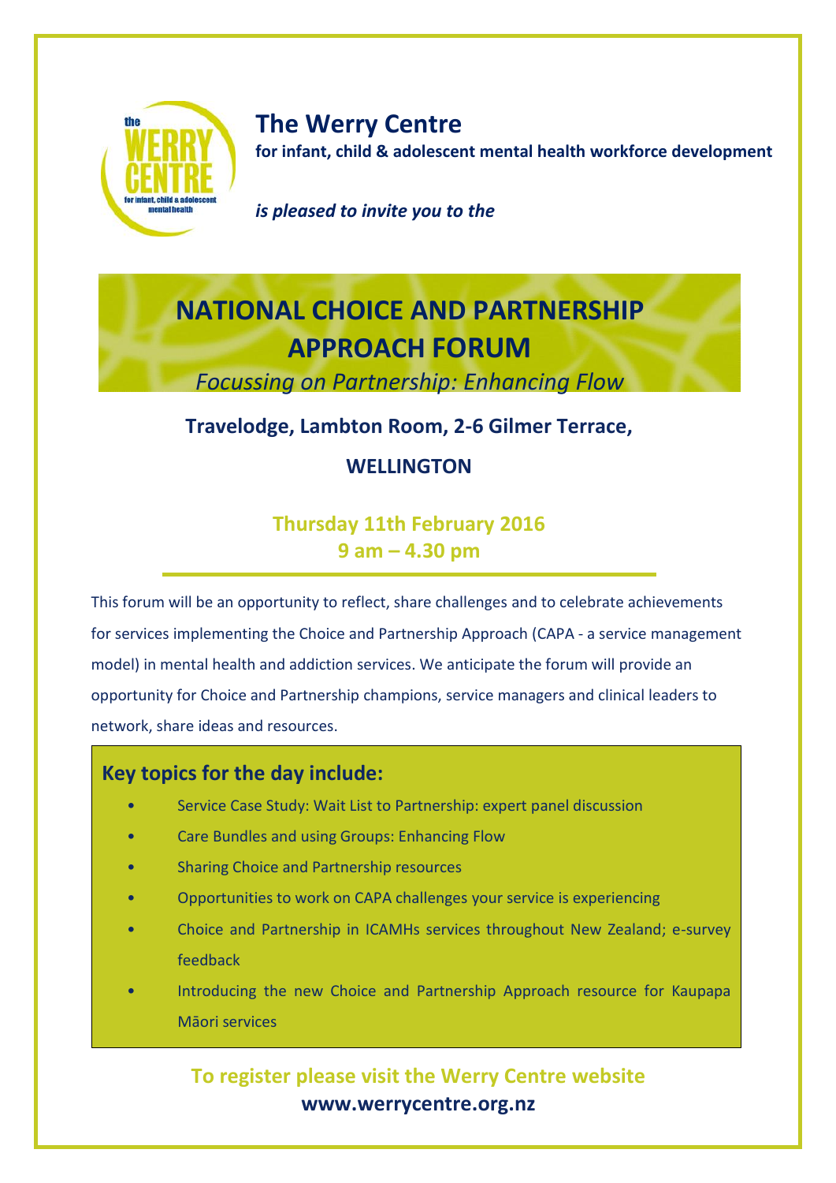# The Werry Centre

**for infant, child & adolescent mental health workforce development**

***is pleased to invite you to the***

# NATIONAL CHOICE AND PARTNERSHIP APPROACH FORUM

*Focussing on Partnership: Enhancing Flow*

**Travelodge, Lambton Room, 2-6 Gilmer Terrace,**

**WELLINGTON**

**Thursday 11th February 2016**
**9 am – 4.30 pm**

This forum will be an opportunity to reflect, share challenges and to celebrate achievements for services implementing the Choice and Partnership Approach (CAPA - a service management model) in mental health and addiction services. We anticipate the forum will provide an opportunity for Choice and Partnership champions, service managers and clinical leaders to network, share ideas and resources.

## Key topics for the day include:

- Service Case Study: Wait List to Partnership: expert panel discussion
- Care Bundles and using Groups: Enhancing Flow
- Sharing Choice and Partnership resources
- Opportunities to work on CAPA challenges your service is experiencing
- Choice and Partnership in ICAMHs services throughout New Zealand; e-survey feedback
- Introducing the new Choice and Partnership Approach resource for Kaupapa Māori services

**To register please visit the Werry Centre website**
**www.werrycentre.org.nz**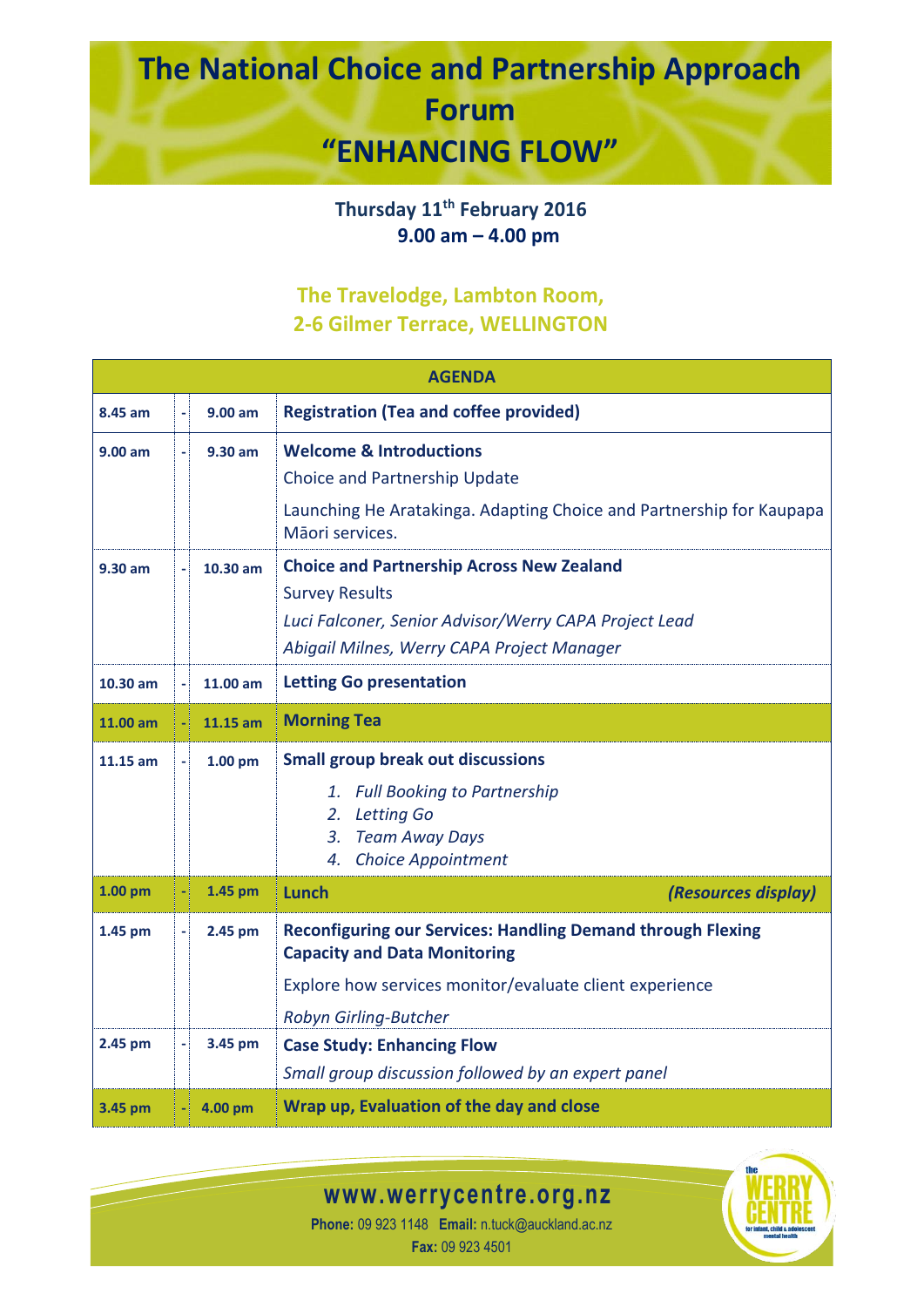# The National Choice and Partnership Approach Forum

# "ENHANCING FLOW"

**Thursday 11th February 2016**
**9.00 am – 4.00 pm**

**The Travelodge, Lambton Room,**
**2-6 Gilmer Terrace, WELLINGTON**

| AGENDA | | | |
|---|---|---|---|
| **8.45 am** | - | **9.00 am** | **Registration (Tea and coffee provided)** |
| **9.00 am** | - | **9.30 am** | **Welcome & Introductions**<br>Choice and Partnership Update<br>Launching He Aratakinga. Adapting Choice and Partnership for Kaupapa Māori services. |
| **9.30 am** | - | **10.30 am** | **Choice and Partnership Across New Zealand**<br>Survey Results<br>*Luci Falconer, Senior Advisor/Werry CAPA Project Lead*<br>*Abigail Milnes, Werry CAPA Project Manager* |
| **10.30 am** | - | **11.00 am** | **Letting Go presentation** |
| **11.00 am** | - | **11.15 am** | **Morning Tea** |
| **11.15 am** | - | **1.00 pm** | **Small group break out discussions**<br>1. *Full Booking to Partnership*<br>2. *Letting Go*<br>3. *Team Away Days*<br>4. *Choice Appointment* |
| **1.00 pm** | - | **1.45 pm** | **Lunch** ***(Resources display)*** |
| **1.45 pm** | - | **2.45 pm** | **Reconfiguring our Services: Handling Demand through Flexing Capacity and Data Monitoring**<br>Explore how services monitor/evaluate client experience<br>*Robyn Girling-Butcher* |
| **2.45 pm** | - | **3.45 pm** | **Case Study: Enhancing Flow**<br>*Small group discussion followed by an expert panel* |
| **3.45 pm** | - | **4.00 pm** | **Wrap up, Evaluation of the day and close** |

**www.werrycentre.org.nz**

**Phone:** 09 923 1148 **Email:** n.tuck@auckland.ac.nz
**Fax:** 09 923 4501

the WERRY CENTRE for infant, child & adolescent mental health